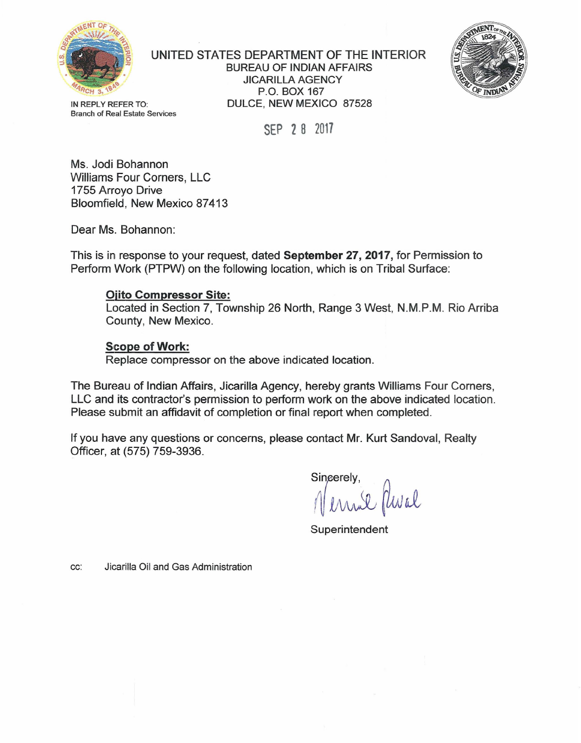# UNITED STATES DEPARTMENT OF THE INTERIOR

BUREAU OF INDIAN AFFAIRS
JICARILLA AGENCY
P.O. BOX 167
DULCE, NEW MEXICO 87528

IN REPLY REFER TO:
Branch of Real Estate Services

SEP 28 2017

Ms. Jodi Bohannon
Williams Four Corners, LLC
1755 Arroyo Drive
Bloomfield, New Mexico 87413

Dear Ms. Bohannon:

This is in response to your request, dated **September 27, 2017,** for Permission to Perform Work (PTPW) on the following location, which is on Tribal Surface:

**Ojito Compressor Site:**
Located in Section 7, Township 26 North, Range 3 West, N.M.P.M. Rio Arriba County, New Mexico.

**Scope of Work:**
Replace compressor on the above indicated location.

The Bureau of Indian Affairs, Jicarilla Agency, hereby grants Williams Four Corners, LLC and its contractor's permission to perform work on the above indicated location. Please submit an affidavit of completion or final report when completed.

If you have any questions or concerns, please contact Mr. Kurt Sandoval, Realty Officer, at (575) 759-3936.

Sincerely,

Superintendent

cc: Jicarilla Oil and Gas Administration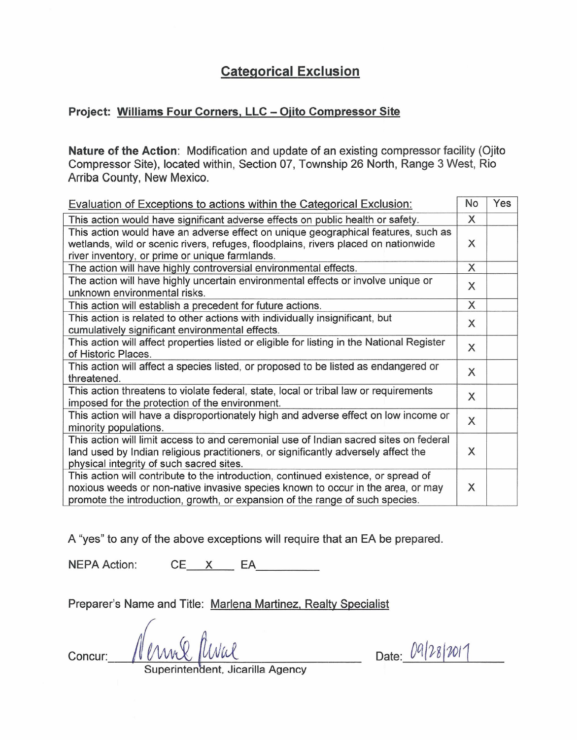# Categorical Exclusion

**Project: Williams Four Corners, LLC – Ojito Compressor Site**

**Nature of the Action**: Modification and update of an existing compressor facility (Ojito Compressor Site), located within, Section 07, Township 26 North, Range 3 West, Rio Arriba County, New Mexico.

| Evaluation of Exceptions to actions within the Categorical Exclusion: | No | Yes |
|---|---|---|
| This action would have significant adverse effects on public health or safety. | X | |
| This action would have an adverse effect on unique geographical features, such as wetlands, wild or scenic rivers, refuges, floodplains, rivers placed on nationwide river inventory, or prime or unique farmlands. | X | |
| The action will have highly controversial environmental effects. | X | |
| The action will have highly uncertain environmental effects or involve unique or unknown environmental risks. | X | |
| This action will establish a precedent for future actions. | X | |
| This action is related to other actions with individually insignificant, but cumulatively significant environmental effects. | X | |
| This action will affect properties listed or eligible for listing in the National Register of Historic Places. | X | |
| This action will affect a species listed, or proposed to be listed as endangered or threatened. | X | |
| This action threatens to violate federal, state, local or tribal law or requirements imposed for the protection of the environment. | X | |
| This action will have a disproportionately high and adverse effect on low income or minority populations. | X | |
| This action will limit access to and ceremonial use of Indian sacred sites on federal land used by Indian religious practitioners, or significantly adversely affect the physical integrity of such sacred sites. | X | |
| This action will contribute to the introduction, continued existence, or spread of noxious weeds or non-native invasive species known to occur in the area, or may promote the introduction, growth, or expansion of the range of such species. | X | |

A "yes" to any of the above exceptions will require that an EA be prepared.

NEPA Action: CE\_\_X\_\_ EA\_\_\_\_\_\_\_\_

Preparer's Name and Title: Marlena Martinez, Realty Specialist

Concur: [signature] Date: 09/28/2017

Superintendent, Jicarilla Agency